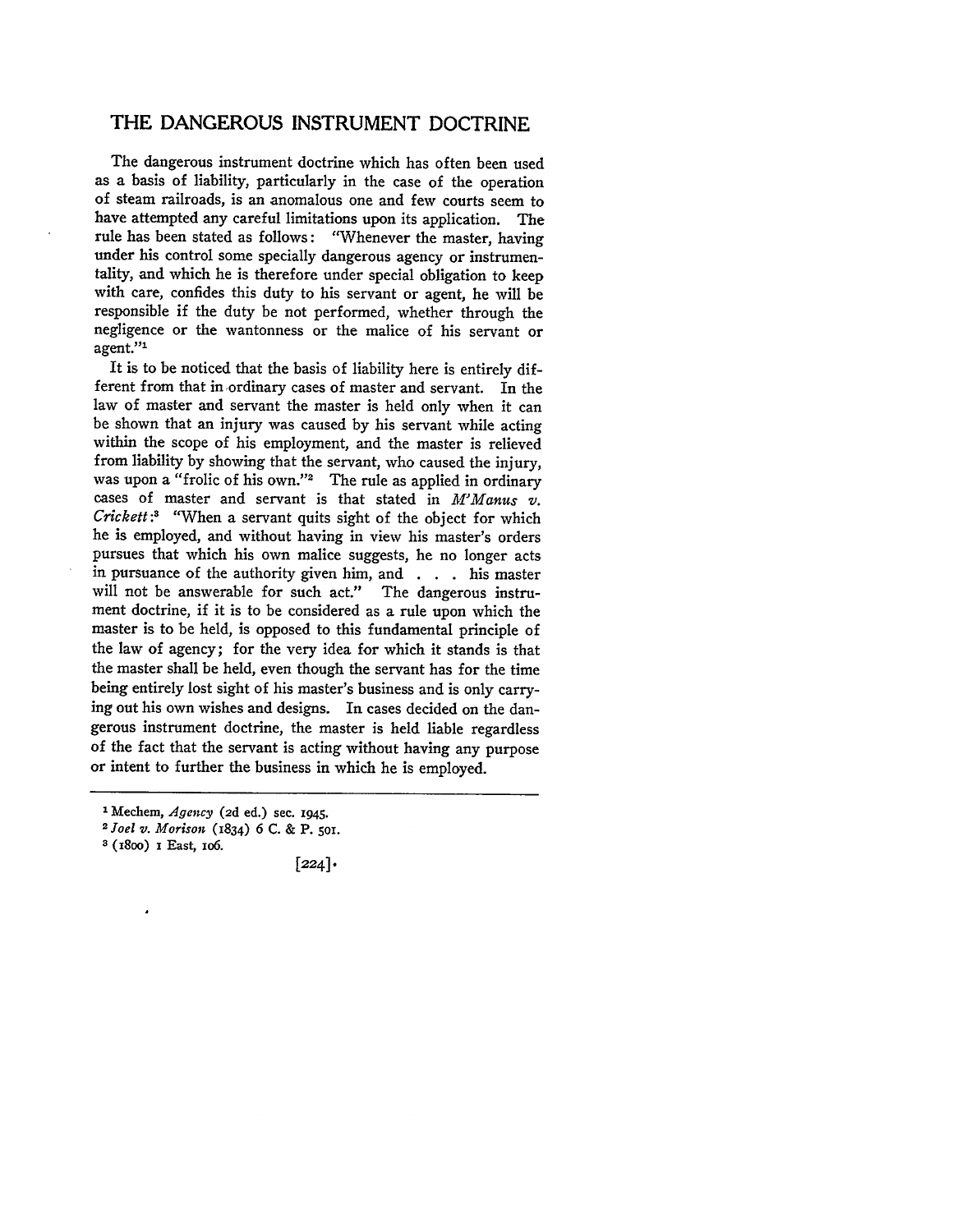# THE DANGEROUS INSTRUMENT DOCTRINE

The dangerous instrument doctrine which has often been used as a basis of liability, particularly in the case of the operation of steam railroads, is an anomalous one and few courts seem to have attempted any careful limitations upon its application. The rule has been stated as follows: "Whenever the master, having under his control some specially dangerous agency or instrumentality, and which he is therefore under special obligation to keep with care, confides this duty to his servant or agent, he will be responsible if the duty be not performed, whether through the negligence or the wantonness or the malice of his servant or agent."[1]

It is to be noticed that the basis of liability here is entirely different from that in ordinary cases of master and servant. In the law of master and servant the master is held only when it can be shown that an injury was caused by his servant while acting within the scope of his employment, and the master is relieved from liability by showing that the servant, who caused the injury, was upon a "frolic of his own."[2] The rule as applied in ordinary cases of master and servant is that stated in *M'Manus v. Crickett*:[3] "When a servant quits sight of the object for which he is employed, and without having in view his master's orders pursues that which his own malice suggests, he no longer acts in pursuance of the authority given him, and . . . his master will not be answerable for such act." The dangerous instrument doctrine, if it is to be considered as a rule upon which the master is to be held, is opposed to this fundamental principle of the law of agency; for the very idea for which it stands is that the master shall be held, even though the servant has for the time being entirely lost sight of his master's business and is only carrying out his own wishes and designs. In cases decided on the dangerous instrument doctrine, the master is held liable regardless of the fact that the servant is acting without having any purpose or intent to further the business in which he is employed.

---

[1] Mechem, *Agency* (2d ed.) sec. 1945.

[2] *Joel v. Morison* (1834) 6 C. & P. 501.

[3] (1800) 1 East, 106.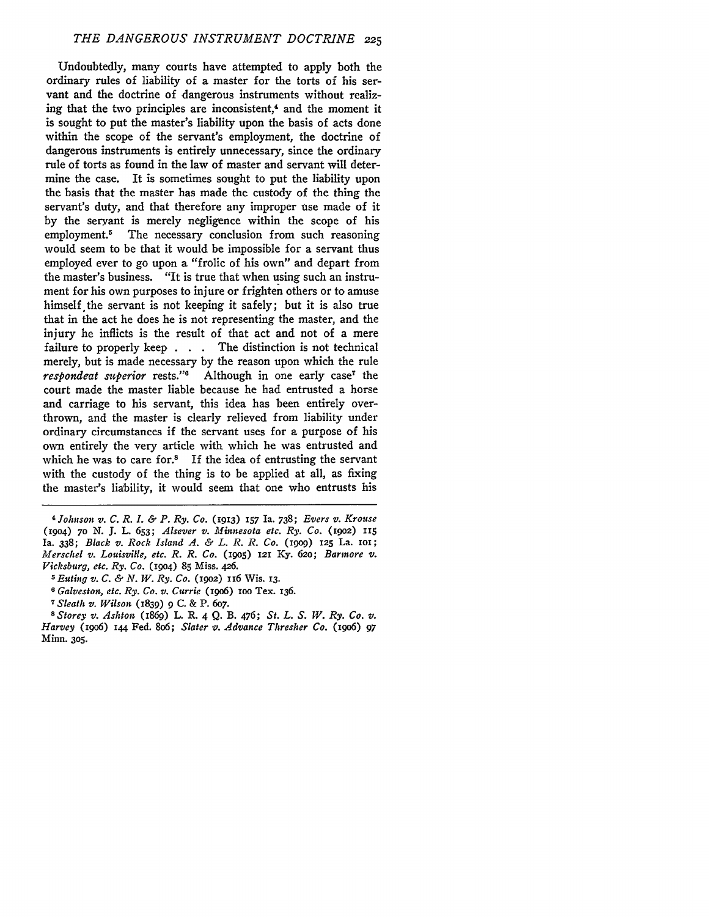Undoubtedly, many courts have attempted to apply both the ordinary rules of liability of a master for the torts of his servant and the doctrine of dangerous instruments without realizing that the two principles are inconsistent,[4] and the moment it is sought to put the master's liability upon the basis of acts done within the scope of the servant's employment, the doctrine of dangerous instruments is entirely unnecessary, since the ordinary rule of torts as found in the law of master and servant will determine the case. It is sometimes sought to put the liability upon the basis that the master has made the custody of the thing the servant's duty, and that therefore any improper use made of it by the servant is merely negligence within the scope of his employment.[5] The necessary conclusion from such reasoning would seem to be that it would be impossible for a servant thus employed ever to go upon a "frolic of his own" and depart from the master's business. "It is true that when using such an instrument for his own purposes to injure or frighten others or to amuse himself the servant is not keeping it safely; but it is also true that in the act he does he is not representing the master, and the injury he inflicts is the result of that act and not of a mere failure to properly keep . . . The distinction is not technical merely, but is made necessary by the reason upon which the rule *respondeat superior* rests."[6] Although in one early case[7] the court made the master liable because he had entrusted a horse and carriage to his servant, this idea has been entirely overthrown, and the master is clearly relieved from liability under ordinary circumstances if the servant uses for a purpose of his own entirely the very article with which he was entrusted and which he was to care for.[8] If the idea of entrusting the servant with the custody of the thing is to be applied at all, as fixing the master's liability, it would seem that one who entrusts his

---

[4] *Johnson v. C. R. I. & P. Ry. Co.* (1913) 157 Ia. 738; *Evers v. Krouse* (1904) 70 N. J. L. 653; *Alsever v. Minnesota etc. Ry. Co.* (1902) 115 Ia. 338; *Black v. Rock Island A. & L. R. R. Co.* (1909) 125 La. 101; *Merschel v. Louisville, etc. R. R. Co.* (1905) 121 Ky. 620; *Barmore v. Vicksburg, etc. Ry. Co.* (1904) 85 Miss. 426.

[5] *Euting v. C. & N. W. Ry. Co.* (1902) 116 Wis. 13.

[6] *Galveston, etc. Ry. Co. v. Currie* (1906) 100 Tex. 136.

[7] *Sleath v. Wilson* (1839) 9 C. & P. 607.

[8] *Storey v. Ashton* (1869) L. R. 4 Q. B. 476; *St. L. S. W. Ry. Co. v. Harvey* (1906) 144 Fed. 806; *Slater v. Advance Thresher Co.* (1906) 97 Minn. 305.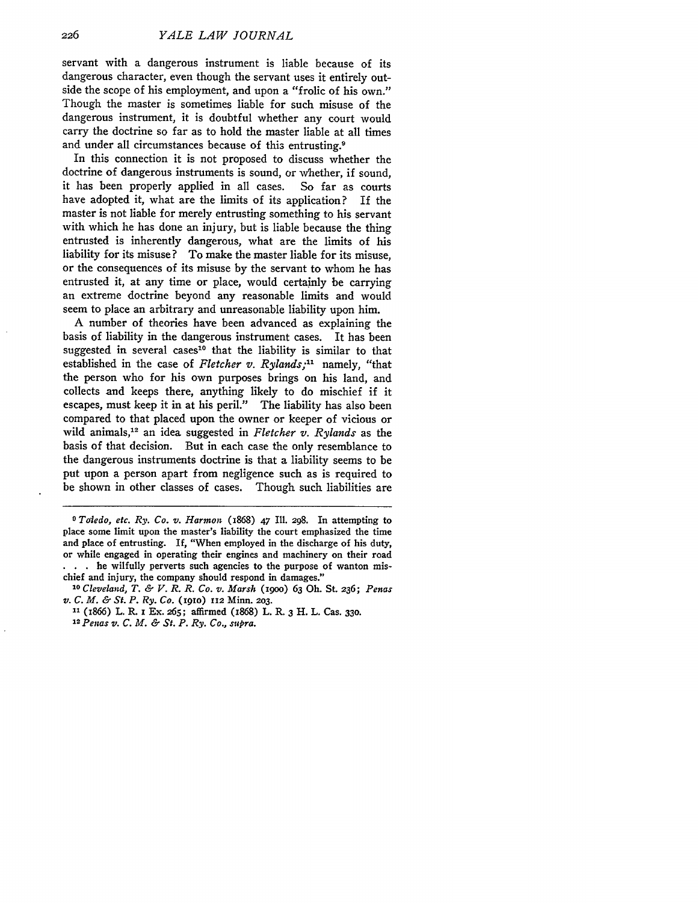servant with a dangerous instrument is liable because of its dangerous character, even though the servant uses it entirely outside the scope of his employment, and upon a "frolic of his own." Though the master is sometimes liable for such misuse of the dangerous instrument, it is doubtful whether any court would carry the doctrine so far as to hold the master liable at all times and under all circumstances because of this entrusting.[9]

In this connection it is not proposed to discuss whether the doctrine of dangerous instruments is sound, or whether, if sound, it has been properly applied in all cases. So far as courts have adopted it, what are the limits of its application? If the master is not liable for merely entrusting something to his servant with which he has done an injury, but is liable because the thing entrusted is inherently dangerous, what are the limits of his liability for its misuse? To make the master liable for its misuse, or the consequences of its misuse by the servant to whom he has entrusted it, at any time or place, would certainly be carrying an extreme doctrine beyond any reasonable limits and would seem to place an arbitrary and unreasonable liability upon him.

A number of theories have been advanced as explaining the basis of liability in the dangerous instrument cases. It has been suggested in several cases[10] that the liability is similar to that established in the case of *Fletcher v. Rylands*;[11] namely, "that the person who for his own purposes brings on his land, and collects and keeps there, anything likely to do mischief if it escapes, must keep it in at his peril." The liability has also been compared to that placed upon the owner or keeper of vicious or wild animals,[12] an idea suggested in *Fletcher v. Rylands* as the basis of that decision. But in each case the only resemblance to the dangerous instruments doctrine is that a liability seems to be put upon a person apart from negligence such as is required to be shown in other classes of cases. Though such liabilities are

---

[9] *Toledo, etc. Ry. Co. v. Harmon* (1868) 47 Ill. 298. In attempting to place some limit upon the master's liability the court emphasized the time and place of entrusting. If, "When employed in the discharge of his duty, or while engaged in operating their engines and machinery on their road . . . he wilfully perverts such agencies to the purpose of wanton mischief and injury, the company should respond in damages."

[10] *Cleveland, T. & V. R. R. Co. v. Marsh* (1900) 63 Oh. St. 236; *Penas v. C. M. & St. P. Ry. Co.* (1910) 112 Minn. 203.

[11] (1866) L. R. 1 Ex. 265; affirmed (1868) L. R. 3 H. L. Cas. 330.

[12] *Penas v. C. M. & St. P. Ry. Co., supra.*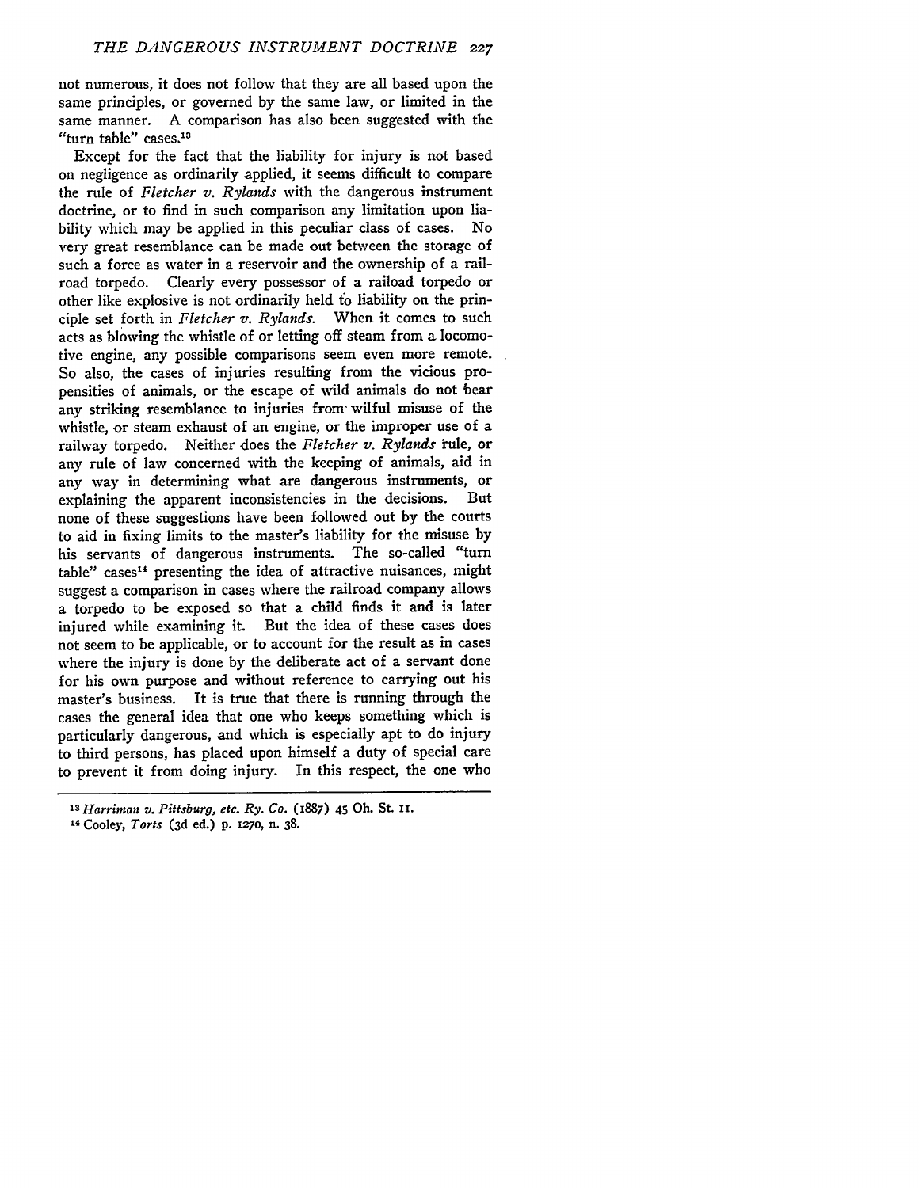not numerous, it does not follow that they are all based upon the same principles, or governed by the same law, or limited in the same manner. A comparison has also been suggested with the "turn table" cases.[13]

Except for the fact that the liability for injury is not based on negligence as ordinarily applied, it seems difficult to compare the rule of *Fletcher v. Rylands* with the dangerous instrument doctrine, or to find in such comparison any limitation upon liability which may be applied in this peculiar class of cases. No very great resemblance can be made out between the storage of such a force as water in a reservoir and the ownership of a railroad torpedo. Clearly every possessor of a raiload torpedo or other like explosive is not ordinarily held to liability on the principle set forth in *Fletcher v. Rylands*. When it comes to such acts as blowing the whistle of or letting off steam from a locomotive engine, any possible comparisons seem even more remote. So also, the cases of injuries resulting from the vicious propensities of animals, or the escape of wild animals do not bear any striking resemblance to injuries from wilful misuse of the whistle, or steam exhaust of an engine, or the improper use of a railway torpedo. Neither does the *Fletcher v. Rylands* rule, or any rule of law concerned with the keeping of animals, aid in any way in determining what are dangerous instruments, or explaining the apparent inconsistencies in the decisions. But none of these suggestions have been followed out by the courts to aid in fixing limits to the master's liability for the misuse by his servants of dangerous instruments. The so-called "turn table" cases[14] presenting the idea of attractive nuisances, might suggest a comparison in cases where the railroad company allows a torpedo to be exposed so that a child finds it and is later injured while examining it. But the idea of these cases does not seem to be applicable, or to account for the result as in cases where the injury is done by the deliberate act of a servant done for his own purpose and without reference to carrying out his master's business. It is true that there is running through the cases the general idea that one who keeps something which is particularly dangerous, and which is especially apt to do injury to third persons, has placed upon himself a duty of special care to prevent it from doing injury. In this respect, the one who

---

[13] *Harriman v. Pittsburg, etc. Ry. Co.* (1887) 45 Oh. St. 11.

[14] Cooley, *Torts* (3d ed.) p. 1270, n. 38.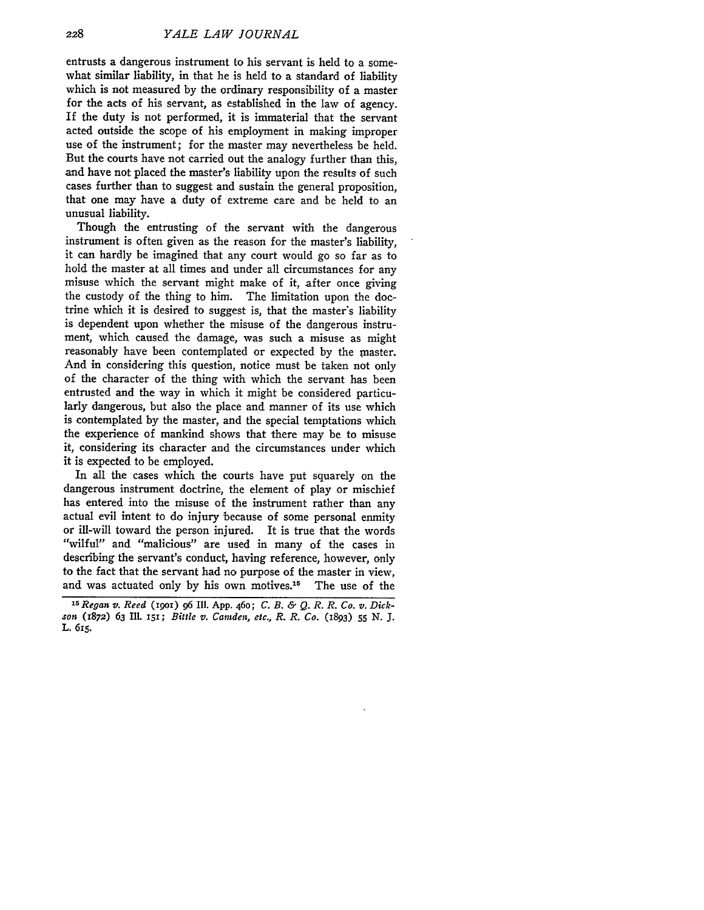entrusts a dangerous instrument to his servant is held to a somewhat similar liability, in that he is held to a standard of liability which is not measured by the ordinary responsibility of a master for the acts of his servant, as established in the law of agency. If the duty is not performed, it is immaterial that the servant acted outside the scope of his employment in making improper use of the instrument; for the master may nevertheless be held. But the courts have not carried out the analogy further than this, and have not placed the master's liability upon the results of such cases further than to suggest and sustain the general proposition, that one may have a duty of extreme care and be held to an unusual liability.

Though the entrusting of the servant with the dangerous instrument is often given as the reason for the master's liability, it can hardly be imagined that any court would go so far as to hold the master at all times and under all circumstances for any misuse which the servant might make of it, after once giving the custody of the thing to him. The limitation upon the doctrine which it is desired to suggest is, that the master's liability is dependent upon whether the misuse of the dangerous instrument, which caused the damage, was such a misuse as might reasonably have been contemplated or expected by the master. And in considering this question, notice must be taken not only of the character of the thing with which the servant has been entrusted and the way in which it might be considered particularly dangerous, but also the place and manner of its use which is contemplated by the master, and the special temptations which the experience of mankind shows that there may be to misuse it, considering its character and the circumstances under which it is expected to be employed.

In all the cases which the courts have put squarely on the dangerous instrument doctrine, the element of play or mischief has entered into the misuse of the instrument rather than any actual evil intent to do injury because of some personal enmity or ill-will toward the person injured. It is true that the words "wilful" and "malicious" are used in many of the cases in describing the servant's conduct, having reference, however, only to the fact that the servant had no purpose of the master in view, and was actuated only by his own motives.[15] The use of the

[15] *Regan v. Reed* (1901) 96 Ill. App. 460; *C. B. & Q. R. R. Co. v. Dickson* (1872) 63 Ill. 151; *Bittle v. Camden, etc., R. R. Co.* (1893) 55 N. J. L. 615.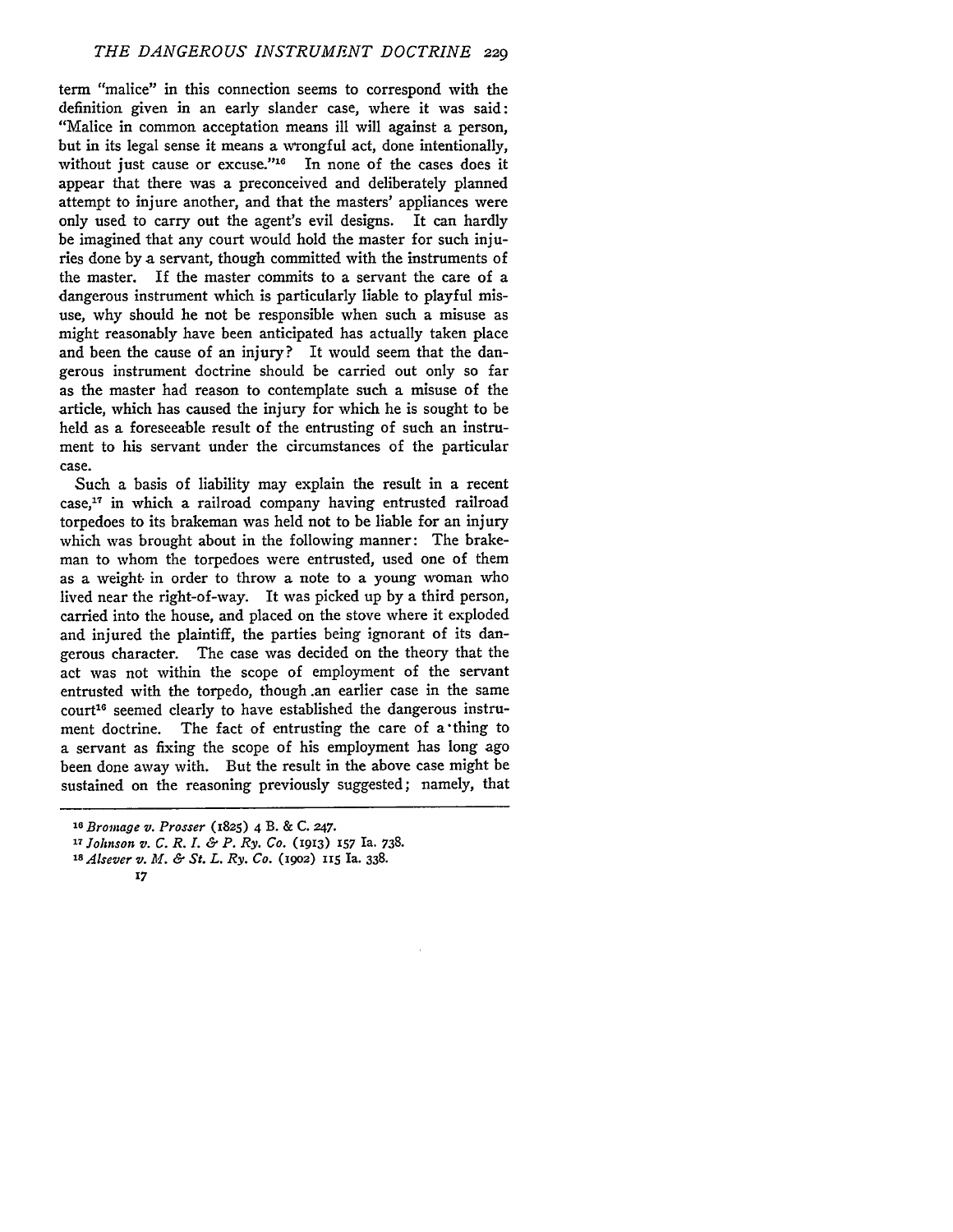term "malice" in this connection seems to correspond with the definition given in an early slander case, where it was said: "Malice in common acceptation means ill will against a person, but in its legal sense it means a wrongful act, done intentionally, without just cause or excuse."[16] In none of the cases does it appear that there was a preconceived and deliberately planned attempt to injure another, and that the masters' appliances were only used to carry out the agent's evil designs. It can hardly be imagined that any court would hold the master for such injuries done by a servant, though committed with the instruments of the master. If the master commits to a servant the care of a dangerous instrument which is particularly liable to playful misuse, why should he not be responsible when such a misuse as might reasonably have been anticipated has actually taken place and been the cause of an injury? It would seem that the dangerous instrument doctrine should be carried out only so far as the master had reason to contemplate such a misuse of the article, which has caused the injury for which he is sought to be held as a foreseeable result of the entrusting of such an instrument to his servant under the circumstances of the particular case.

Such a basis of liability may explain the result in a recent case,[17] in which a railroad company having entrusted railroad torpedoes to its brakeman was held not to be liable for an injury which was brought about in the following manner: The brakeman to whom the torpedoes were entrusted, used one of them as a weight in order to throw a note to a young woman who lived near the right-of-way. It was picked up by a third person, carried into the house, and placed on the stove where it exploded and injured the plaintiff, the parties being ignorant of its dangerous character. The case was decided on the theory that the act was not within the scope of employment of the servant entrusted with the torpedo, though an earlier case in the same court[18] seemed clearly to have established the dangerous instrument doctrine. The fact of entrusting the care of a thing to a servant as fixing the scope of his employment has long ago been done away with. But the result in the above case might be sustained on the reasoning previously suggested; namely, that

---

[16] *Bromage v. Prosser* (1825) 4 B. & C. 247.

[17] *Johnson v. C. R. I. & P. Ry. Co.* (1913) 157 Ia. 738.

[18] *Alsever v. M. & St. L. Ry. Co.* (1902) 115 Ia. 338.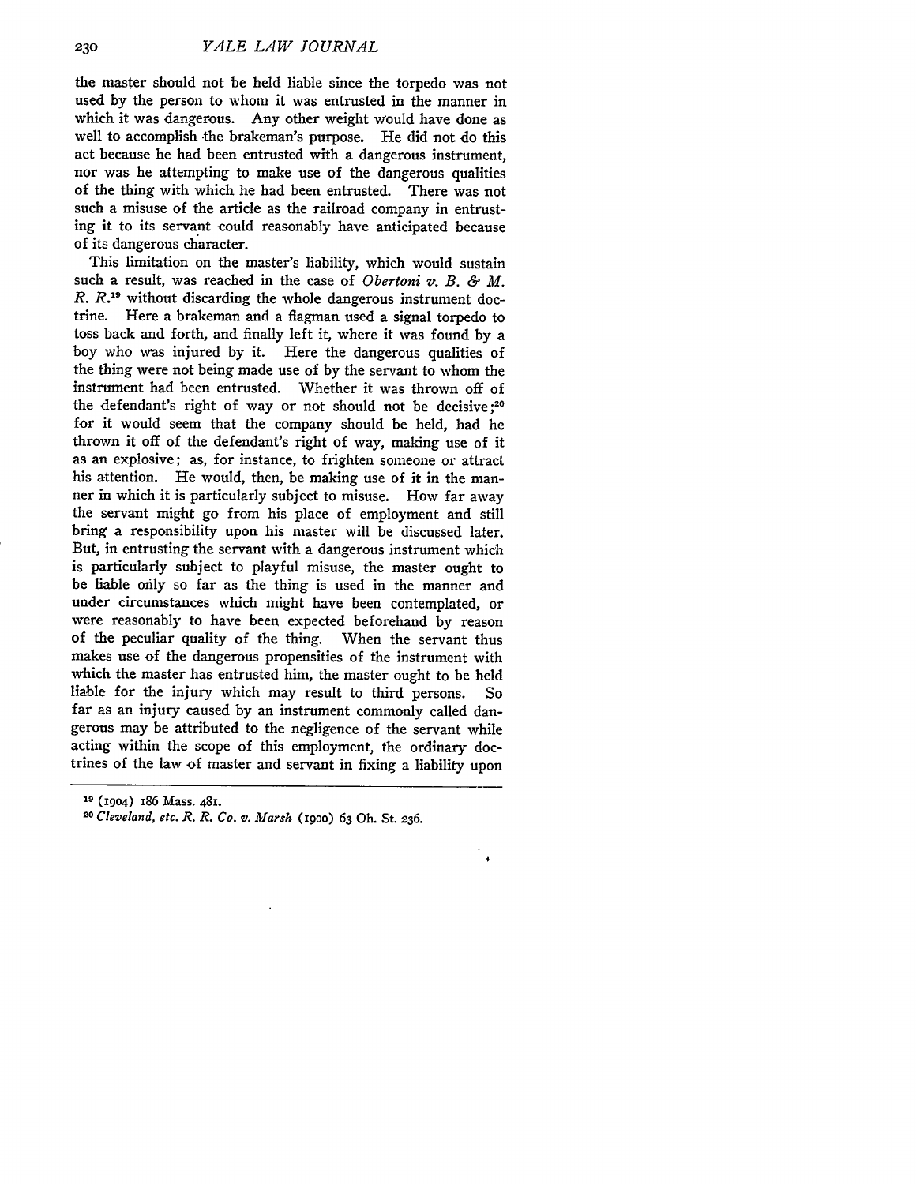the master should not be held liable since the torpedo was not used by the person to whom it was entrusted in the manner in which it was dangerous. Any other weight would have done as well to accomplish the brakeman's purpose. He did not do this act because he had been entrusted with a dangerous instrument, nor was he attempting to make use of the dangerous qualities of the thing with which he had been entrusted. There was not such a misuse of the article as the railroad company in entrusting it to its servant could reasonably have anticipated because of its dangerous character.

This limitation on the master's liability, which would sustain such a result, was reached in the case of *Obertoni v. B. & M. R. R.*[19] without discarding the whole dangerous instrument doctrine. Here a brakeman and a flagman used a signal torpedo to toss back and forth, and finally left it, where it was found by a boy who was injured by it. Here the dangerous qualities of the thing were not being made use of by the servant to whom the instrument had been entrusted. Whether it was thrown off of the defendant's right of way or not should not be decisive;[20] for it would seem that the company should be held, had he thrown it off of the defendant's right of way, making use of it as an explosive; as, for instance, to frighten someone or attract his attention. He would, then, be making use of it in the manner in which it is particularly subject to misuse. How far away the servant might go from his place of employment and still bring a responsibility upon his master will be discussed later. But, in entrusting the servant with a dangerous instrument which is particularly subject to playful misuse, the master ought to be liable only so far as the thing is used in the manner and under circumstances which might have been contemplated, or were reasonably to have been expected beforehand by reason of the peculiar quality of the thing. When the servant thus makes use of the dangerous propensities of the instrument with which the master has entrusted him, the master ought to be held liable for the injury which may result to third persons. So far as an injury caused by an instrument commonly called dangerous may be attributed to the negligence of the servant while acting within the scope of this employment, the ordinary doctrines of the law of master and servant in fixing a liability upon

---

[19] (1904) 186 Mass. 481.

[20] *Cleveland, etc. R. R. Co. v. Marsh* (1900) 63 Oh. St. 236.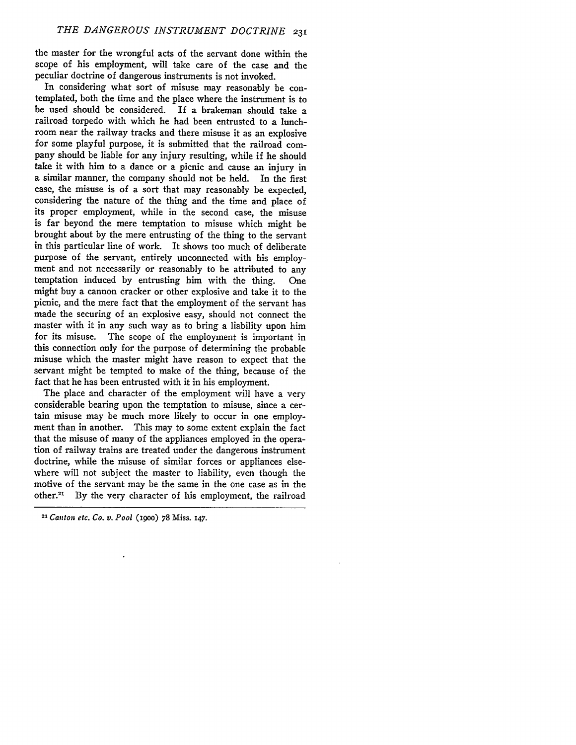the master for the wrongful acts of the servant done within the scope of his employment, will take care of the case and the peculiar doctrine of dangerous instruments is not invoked.

In considering what sort of misuse may reasonably be contemplated, both the time and the place where the instrument is to be used should be considered. If a brakeman should take a railroad torpedo with which he had been entrusted to a lunchroom near the railway tracks and there misuse it as an explosive for some playful purpose, it is submitted that the railroad company should be liable for any injury resulting, while if he should take it with him to a dance or a picnic and cause an injury in a similar manner, the company should not be held. In the first case, the misuse is of a sort that may reasonably be expected, considering the nature of the thing and the time and place of its proper employment, while in the second case, the misuse is far beyond the mere temptation to misuse which might be brought about by the mere entrusting of the thing to the servant in this particular line of work. It shows too much of deliberate purpose of the servant, entirely unconnected with his employment and not necessarily or reasonably to be attributed to any temptation induced by entrusting him with the thing. One might buy a cannon cracker or other explosive and take it to the picnic, and the mere fact that the employment of the servant has made the securing of an explosive easy, should not connect the master with it in any such way as to bring a liability upon him for its misuse. The scope of the employment is important in this connection only for the purpose of determining the probable misuse which the master might have reason to expect that the servant might be tempted to make of the thing, because of the fact that he has been entrusted with it in his employment.

The place and character of the employment will have a very considerable bearing upon the temptation to misuse, since a certain misuse may be much more likely to occur in one employment than in another. This may to some extent explain the fact that the misuse of many of the appliances employed in the operation of railway trains are treated under the dangerous instrument doctrine, while the misuse of similar forces or appliances elsewhere will not subject the master to liability, even though the motive of the servant may be the same in the one case as in the other.[21] By the very character of his employment, the railroad

---

[21] *Canton etc. Co. v. Pool* (1900) 78 Miss. 147.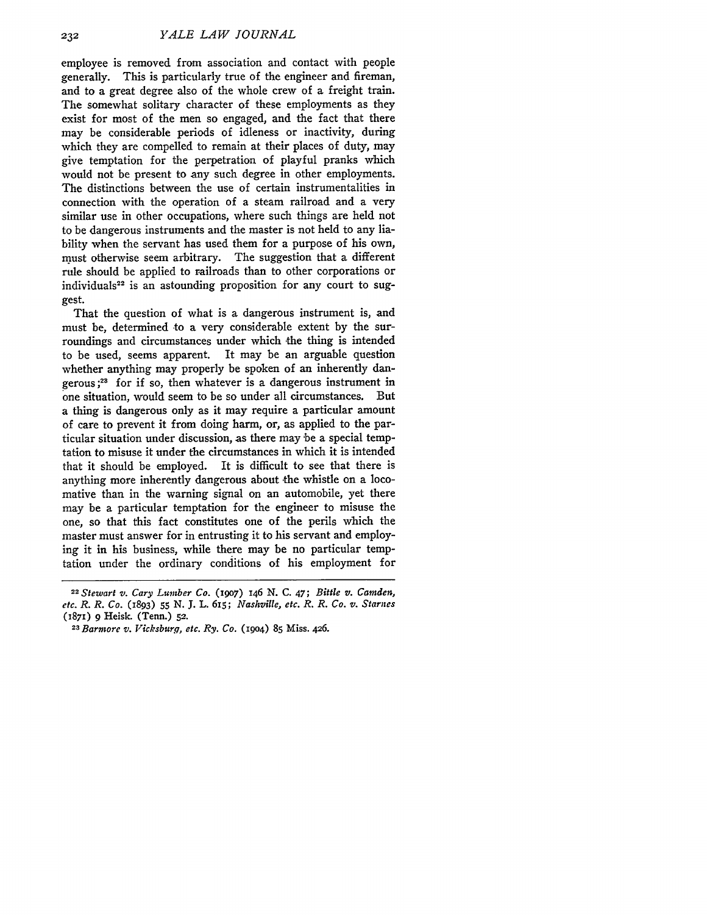employee is removed from association and contact with people generally. This is particularly true of the engineer and fireman, and to a great degree also of the whole crew of a freight train. The somewhat solitary character of these employments as they exist for most of the men so engaged, and the fact that there may be considerable periods of idleness or inactivity, during which they are compelled to remain at their places of duty, may give temptation for the perpetration of playful pranks which would not be present to any such degree in other employments. The distinctions between the use of certain instrumentalities in connection with the operation of a steam railroad and a very similar use in other occupations, where such things are held not to be dangerous instruments and the master is not held to any liability when the servant has used them for a purpose of his own, must otherwise seem arbitrary. The suggestion that a different rule should be applied to railroads than to other corporations or individuals[22] is an astounding proposition for any court to suggest.

That the question of what is a dangerous instrument is, and must be, determined to a very considerable extent by the surroundings and circumstances under which the thing is intended to be used, seems apparent. It may be an arguable question whether anything may properly be spoken of an inherently dangerous;[23] for if so, then whatever is a dangerous instrument in one situation, would seem to be so under all circumstances. But a thing is dangerous only as it may require a particular amount of care to prevent it from doing harm, or, as applied to the particular situation under discussion, as there may be a special temptation to misuse it under the circumstances in which it is intended that it should be employed. It is difficult to see that there is anything more inherently dangerous about the whistle on a locomotive than in the warning signal on an automobile, yet there may be a particular temptation for the engineer to misuse the one, so that this fact constitutes one of the perils which the master must answer for in entrusting it to his servant and employing it in his business, while there may be no particular temptation under the ordinary conditions of his employment for

---

[22] *Stewart v. Cary Lumber Co.* (1907) 146 N. C. 47; *Bittle v. Camden, etc. R. R. Co.* (1893) 55 N. J. L. 615; *Nashville, etc. R. R. Co. v. Starnes* (1871) 9 Heisk. (Tenn.) 52.

[23] *Barmore v. Vicksburg, etc. Ry. Co.* (1904) 85 Miss. 426.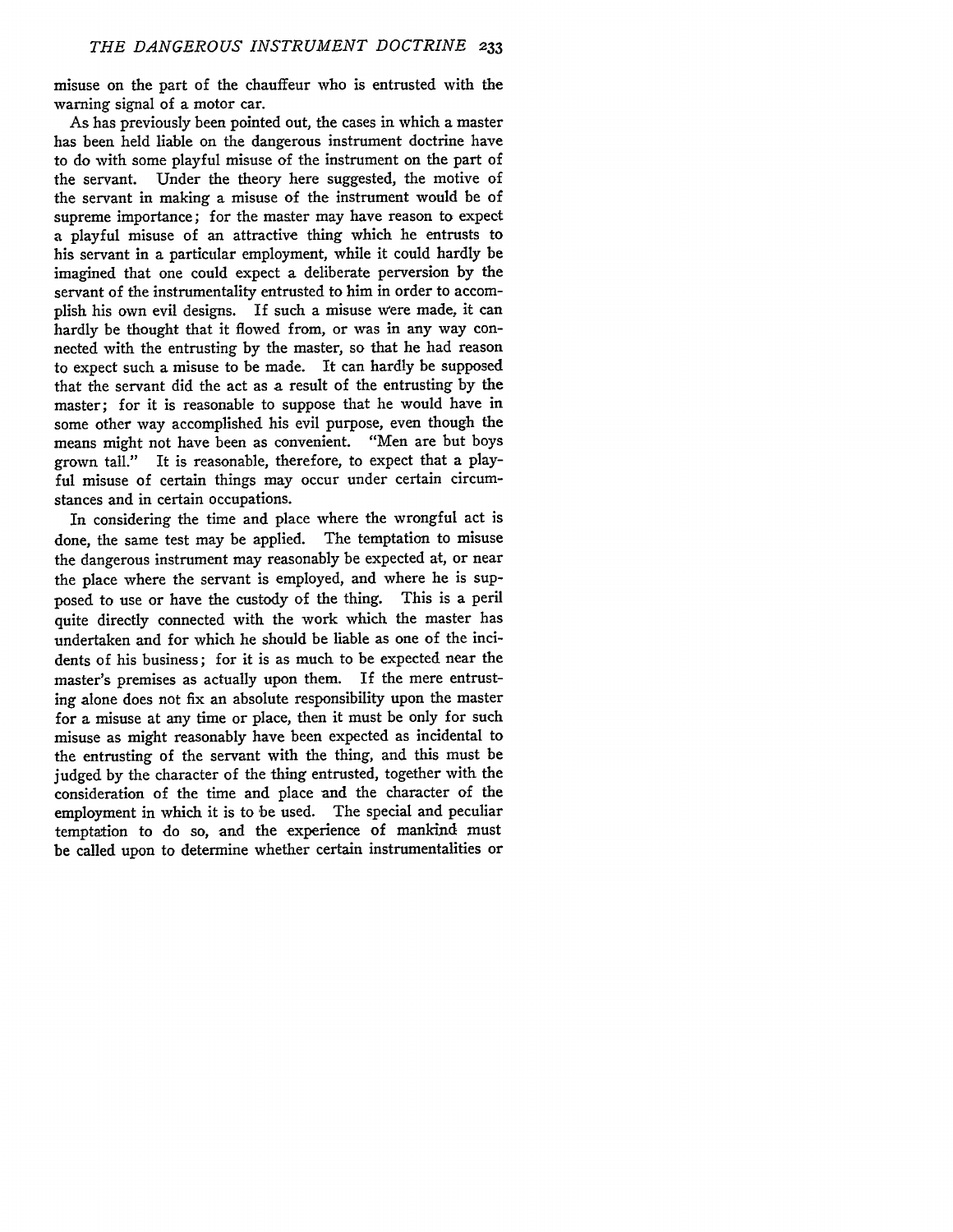misuse on the part of the chauffeur who is entrusted with the warning signal of a motor car.

As has previously been pointed out, the cases in which a master has been held liable on the dangerous instrument doctrine have to do with some playful misuse of the instrument on the part of the servant. Under the theory here suggested, the motive of the servant in making a misuse of the instrument would be of supreme importance; for the master may have reason to expect a playful misuse of an attractive thing which he entrusts to his servant in a particular employment, while it could hardly be imagined that one could expect a deliberate perversion by the servant of the instrumentality entrusted to him in order to accomplish his own evil designs. If such a misuse were made, it can hardly be thought that it flowed from, or was in any way connected with the entrusting by the master, so that he had reason to expect such a misuse to be made. It can hardly be supposed that the servant did the act as a result of the entrusting by the master; for it is reasonable to suppose that he would have in some other way accomplished his evil purpose, even though the means might not have been as convenient. "Men are but boys grown tall." It is reasonable, therefore, to expect that a playful misuse of certain things may occur under certain circumstances and in certain occupations.

In considering the time and place where the wrongful act is done, the same test may be applied. The temptation to misuse the dangerous instrument may reasonably be expected at, or near the place where the servant is employed, and where he is supposed to use or have the custody of the thing. This is a peril quite directly connected with the work which the master has undertaken and for which he should be liable as one of the incidents of his business; for it is as much to be expected near the master's premises as actually upon them. If the mere entrusting alone does not fix an absolute responsibility upon the master for a misuse at any time or place, then it must be only for such misuse as might reasonably have been expected as incidental to the entrusting of the servant with the thing, and this must be judged by the character of the thing entrusted, together with the consideration of the time and place and the character of the employment in which it is to be used. The special and peculiar temptation to do so, and the experience of mankind must be called upon to determine whether certain instrumentalities or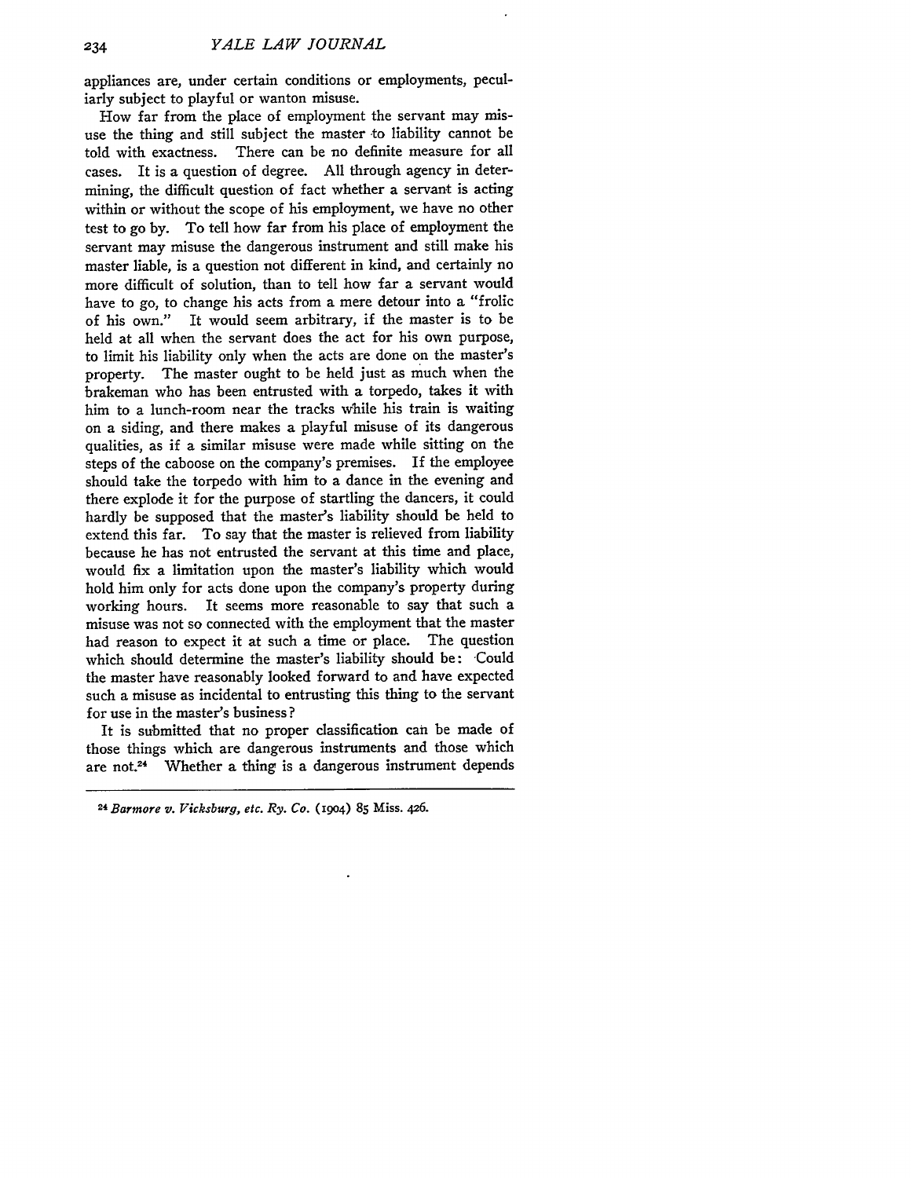appliances are, under certain conditions or employments, peculiarly subject to playful or wanton misuse.

How far from the place of employment the servant may misuse the thing and still subject the master to liability cannot be told with exactness. There can be no definite measure for all cases. It is a question of degree. All through agency in determining, the difficult question of fact whether a servant is acting within or without the scope of his employment, we have no other test to go by. To tell how far from his place of employment the servant may misuse the dangerous instrument and still make his master liable, is a question not different in kind, and certainly no more difficult of solution, than to tell how far a servant would have to go, to change his acts from a mere detour into a "frolic of his own." It would seem arbitrary, if the master is to be held at all when the servant does the act for his own purpose, to limit his liability only when the acts are done on the master's property. The master ought to be held just as much when the brakeman who has been entrusted with a torpedo, takes it with him to a lunch-room near the tracks while his train is waiting on a siding, and there makes a playful misuse of its dangerous qualities, as if a similar misuse were made while sitting on the steps of the caboose on the company's premises. If the employee should take the torpedo with him to a dance in the evening and there explode it for the purpose of startling the dancers, it could hardly be supposed that the master's liability should be held to extend this far. To say that the master is relieved from liability because he has not entrusted the servant at this time and place, would fix a limitation upon the master's liability which would hold him only for acts done upon the company's property during working hours. It seems more reasonable to say that such a misuse was not so connected with the employment that the master had reason to expect it at such a time or place. The question which should determine the master's liability should be: Could the master have reasonably looked forward to and have expected such a misuse as incidental to entrusting this thing to the servant for use in the master's business?

It is submitted that no proper classification can be made of those things which are dangerous instruments and those which are not.[24] Whether a thing is a dangerous instrument depends

---

[24] *Barmore v. Vicksburg, etc. Ry. Co.* (1904) 85 Miss. 426.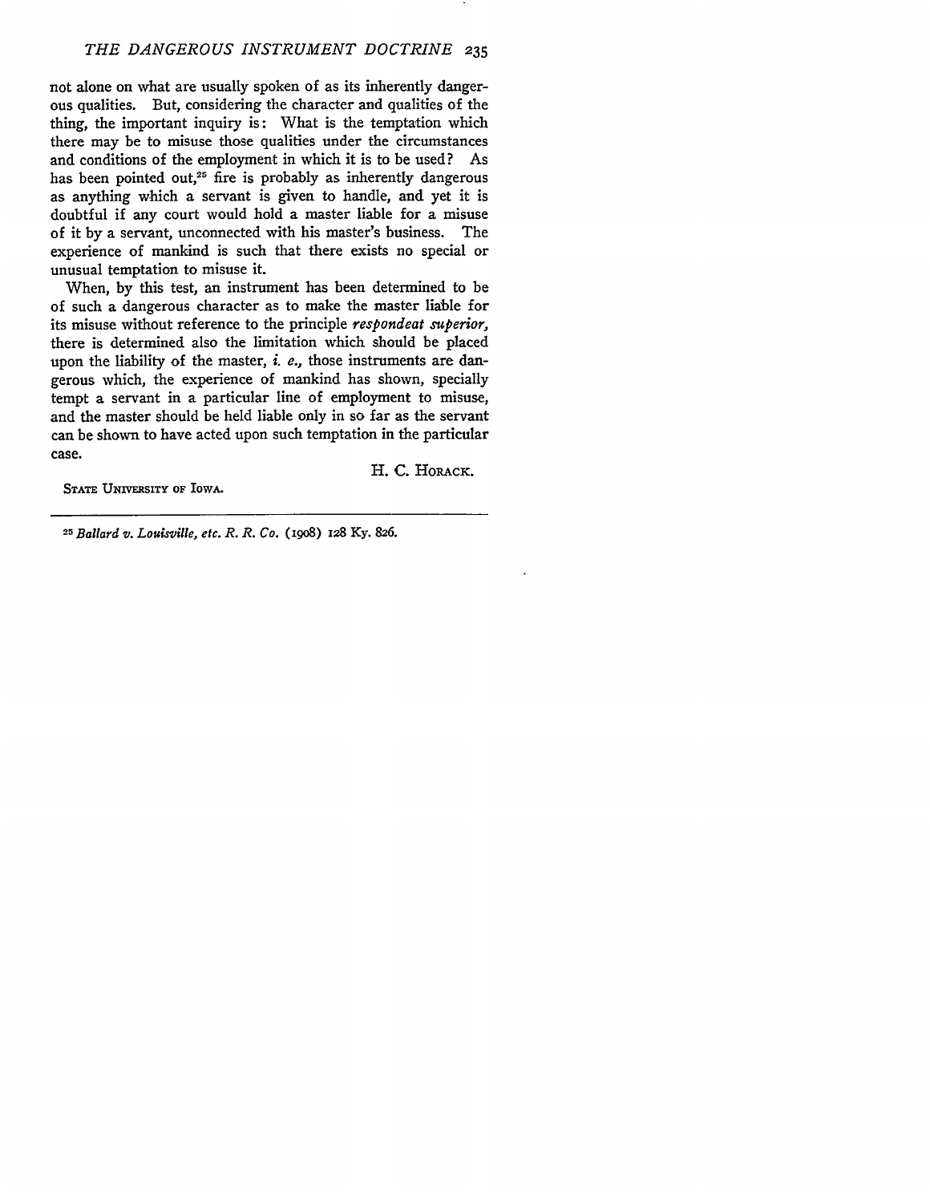not alone on what are usually spoken of as its inherently dangerous qualities. But, considering the character and qualities of the thing, the important inquiry is: What is the temptation which there may be to misuse those qualities under the circumstances and conditions of the employment in which it is to be used? As has been pointed out,[25] fire is probably as inherently dangerous as anything which a servant is given to handle, and yet it is doubtful if any court would hold a master liable for a misuse of it by a servant, unconnected with his master's business. The experience of mankind is such that there exists no special or unusual temptation to misuse it.

When, by this test, an instrument has been determined to be of such a dangerous character as to make the master liable for its misuse without reference to the principle *respondeat superior*, there is determined also the limitation which should be placed upon the liability of the master, *i. e.*, those instruments are dangerous which, the experience of mankind has shown, specially tempt a servant in a particular line of employment to misuse, and the master should be held liable only in so far as the servant can be shown to have acted upon such temptation in the particular case.

H. C. Horack.

State University of Iowa.

---

[25] *Ballard v. Louisville, etc. R. R. Co.* (1908) 128 Ky. 826.